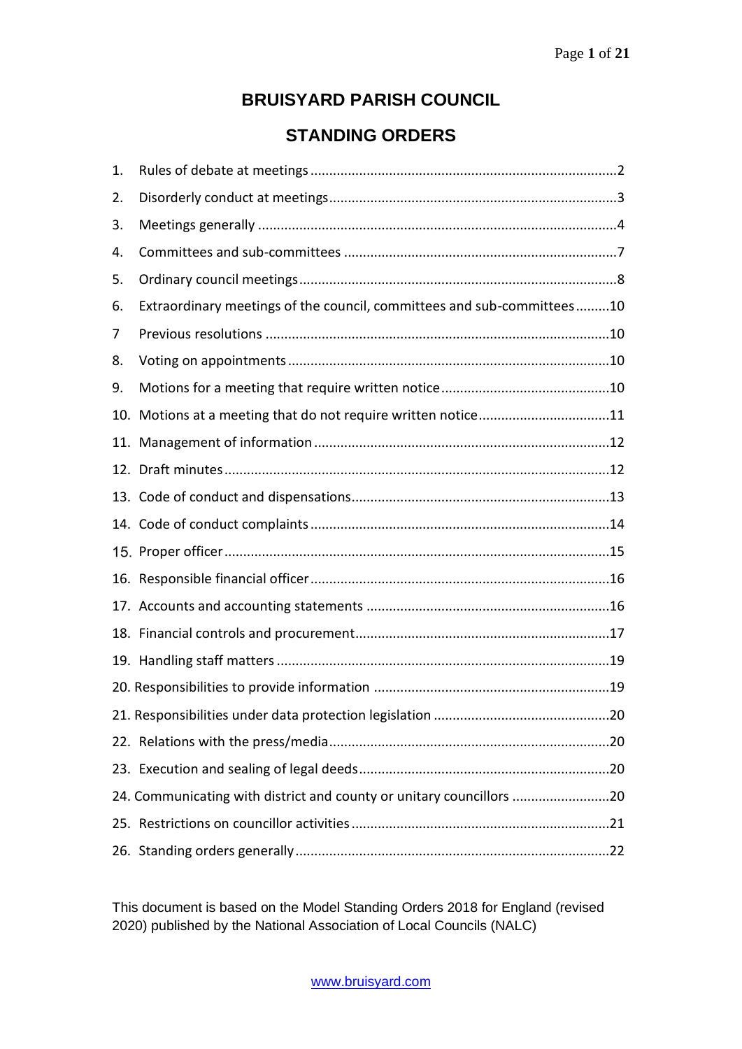# BRUISYARD PARISH COUNCIL

## STANDING ORDERS

1. Rules of debate at meetings ..................................................2
2. Disorderly conduct at meetings ..................................................3
3. Meetings generally ..................................................4
4. Committees and sub-committees ..................................................7
5. Ordinary council meetings ..................................................8
6. Extraordinary meetings of the council, committees and sub-committees .........10
7 Previous resolutions ..................................................10
8. Voting on appointments ..................................................10
9. Motions for a meeting that require written notice ..................................................10
10. Motions at a meeting that do not require written notice ..................................................11
11. Management of information ..................................................12
12. Draft minutes ..................................................12
13. Code of conduct and dispensations ..................................................13
14. Code of conduct complaints ..................................................14
15. Proper officer ..................................................15
16. Responsible financial officer ..................................................16
17. Accounts and accounting statements ..................................................16
18. Financial controls and procurement ..................................................17
19. Handling staff matters ..................................................19
20. Responsibilities to provide information ..................................................19
21. Responsibilities under data protection legislation ..................................................20
22. Relations with the press/media ..................................................20
23. Execution and sealing of legal deeds ..................................................20
24. Communicating with district and county or unitary councillors ..........................20
25. Restrictions on councillor activities ..................................................21
26. Standing orders generally ..................................................22

This document is based on the Model Standing Orders 2018 for England (revised 2020) published by the National Association of Local Councils (NALC)

www.bruisyard.com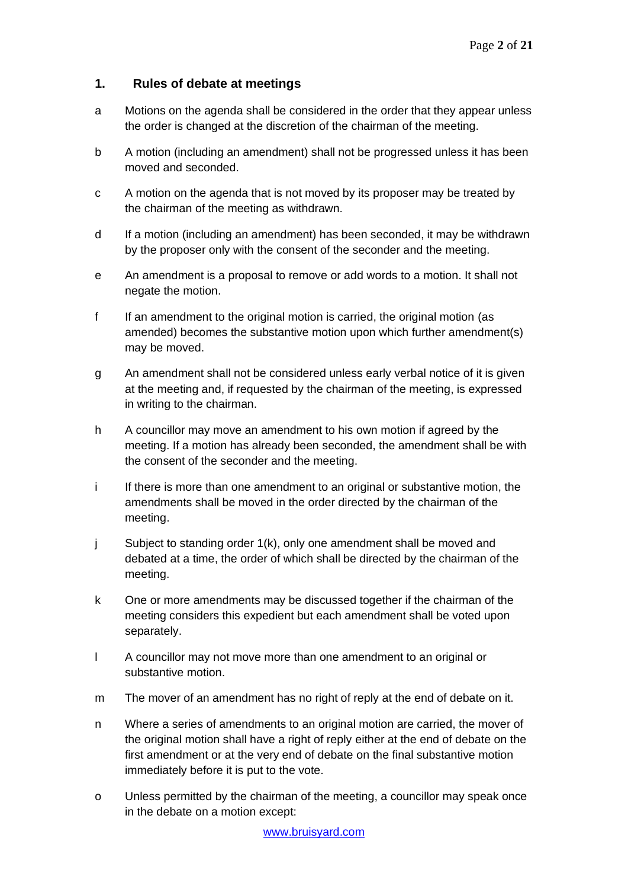## 1. Rules of debate at meetings

a Motions on the agenda shall be considered in the order that they appear unless the order is changed at the discretion of the chairman of the meeting.

b A motion (including an amendment) shall not be progressed unless it has been moved and seconded.

c A motion on the agenda that is not moved by its proposer may be treated by the chairman of the meeting as withdrawn.

d If a motion (including an amendment) has been seconded, it may be withdrawn by the proposer only with the consent of the seconder and the meeting.

e An amendment is a proposal to remove or add words to a motion. It shall not negate the motion.

f If an amendment to the original motion is carried, the original motion (as amended) becomes the substantive motion upon which further amendment(s) may be moved.

g An amendment shall not be considered unless early verbal notice of it is given at the meeting and, if requested by the chairman of the meeting, is expressed in writing to the chairman.

h A councillor may move an amendment to his own motion if agreed by the meeting. If a motion has already been seconded, the amendment shall be with the consent of the seconder and the meeting.

i If there is more than one amendment to an original or substantive motion, the amendments shall be moved in the order directed by the chairman of the meeting.

j Subject to standing order 1(k), only one amendment shall be moved and debated at a time, the order of which shall be directed by the chairman of the meeting.

k One or more amendments may be discussed together if the chairman of the meeting considers this expedient but each amendment shall be voted upon separately.

l A councillor may not move more than one amendment to an original or substantive motion.

m The mover of an amendment has no right of reply at the end of debate on it.

n Where a series of amendments to an original motion are carried, the mover of the original motion shall have a right of reply either at the end of debate on the first amendment or at the very end of debate on the final substantive motion immediately before it is put to the vote.

o Unless permitted by the chairman of the meeting, a councillor may speak once in the debate on a motion except: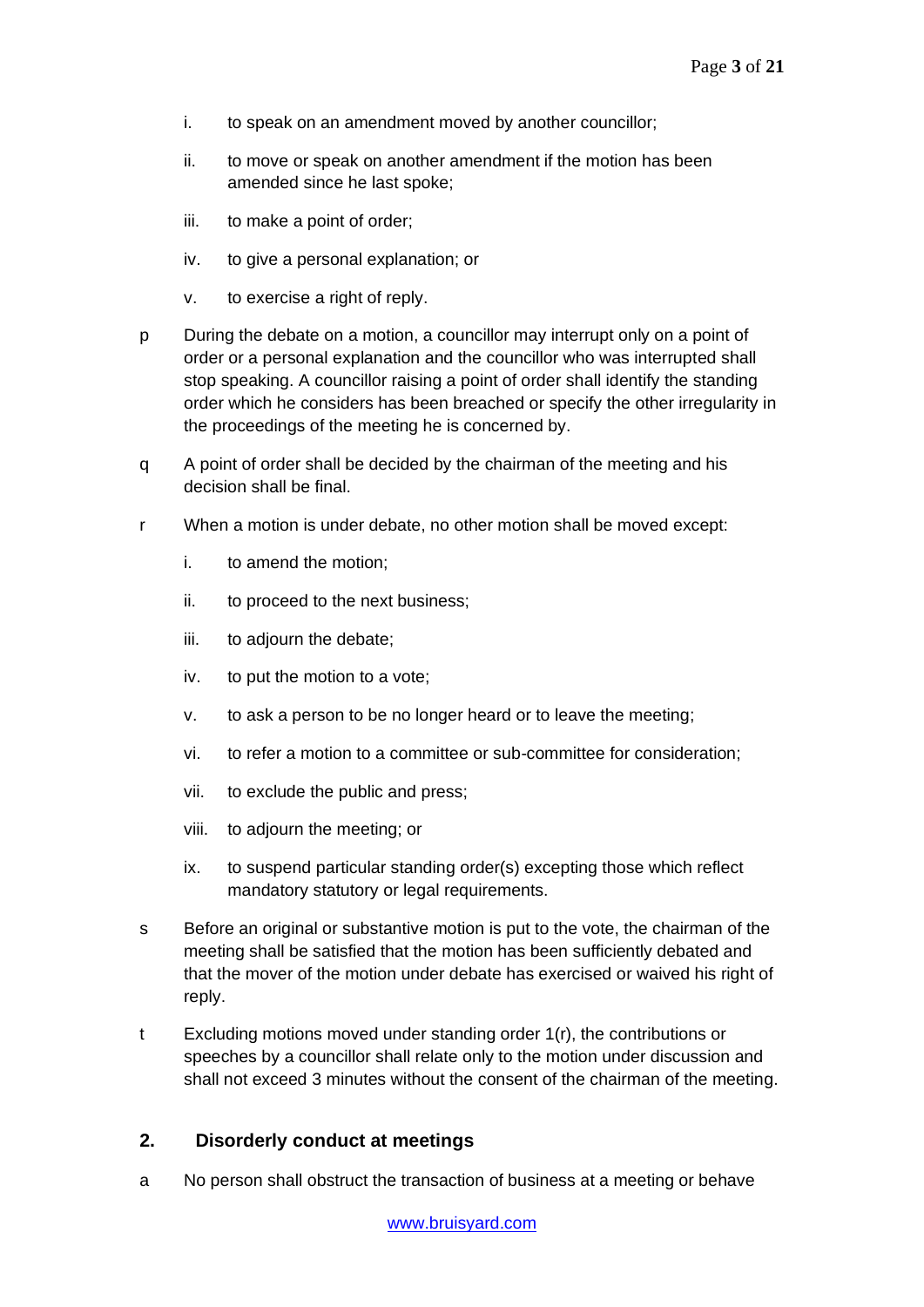i. to speak on an amendment moved by another councillor;

ii. to move or speak on another amendment if the motion has been amended since he last spoke;

iii. to make a point of order;

iv. to give a personal explanation; or

v. to exercise a right of reply.

p During the debate on a motion, a councillor may interrupt only on a point of order or a personal explanation and the councillor who was interrupted shall stop speaking. A councillor raising a point of order shall identify the standing order which he considers has been breached or specify the other irregularity in the proceedings of the meeting he is concerned by.

q A point of order shall be decided by the chairman of the meeting and his decision shall be final.

r When a motion is under debate, no other motion shall be moved except:

i. to amend the motion;

ii. to proceed to the next business;

iii. to adjourn the debate;

iv. to put the motion to a vote;

v. to ask a person to be no longer heard or to leave the meeting;

vi. to refer a motion to a committee or sub-committee for consideration;

vii. to exclude the public and press;

viii. to adjourn the meeting; or

ix. to suspend particular standing order(s) excepting those which reflect mandatory statutory or legal requirements.

s Before an original or substantive motion is put to the vote, the chairman of the meeting shall be satisfied that the motion has been sufficiently debated and that the mover of the motion under debate has exercised or waived his right of reply.

t Excluding motions moved under standing order 1(r), the contributions or speeches by a councillor shall relate only to the motion under discussion and shall not exceed 3 minutes without the consent of the chairman of the meeting.

## 2. Disorderly conduct at meetings

a No person shall obstruct the transaction of business at a meeting or behave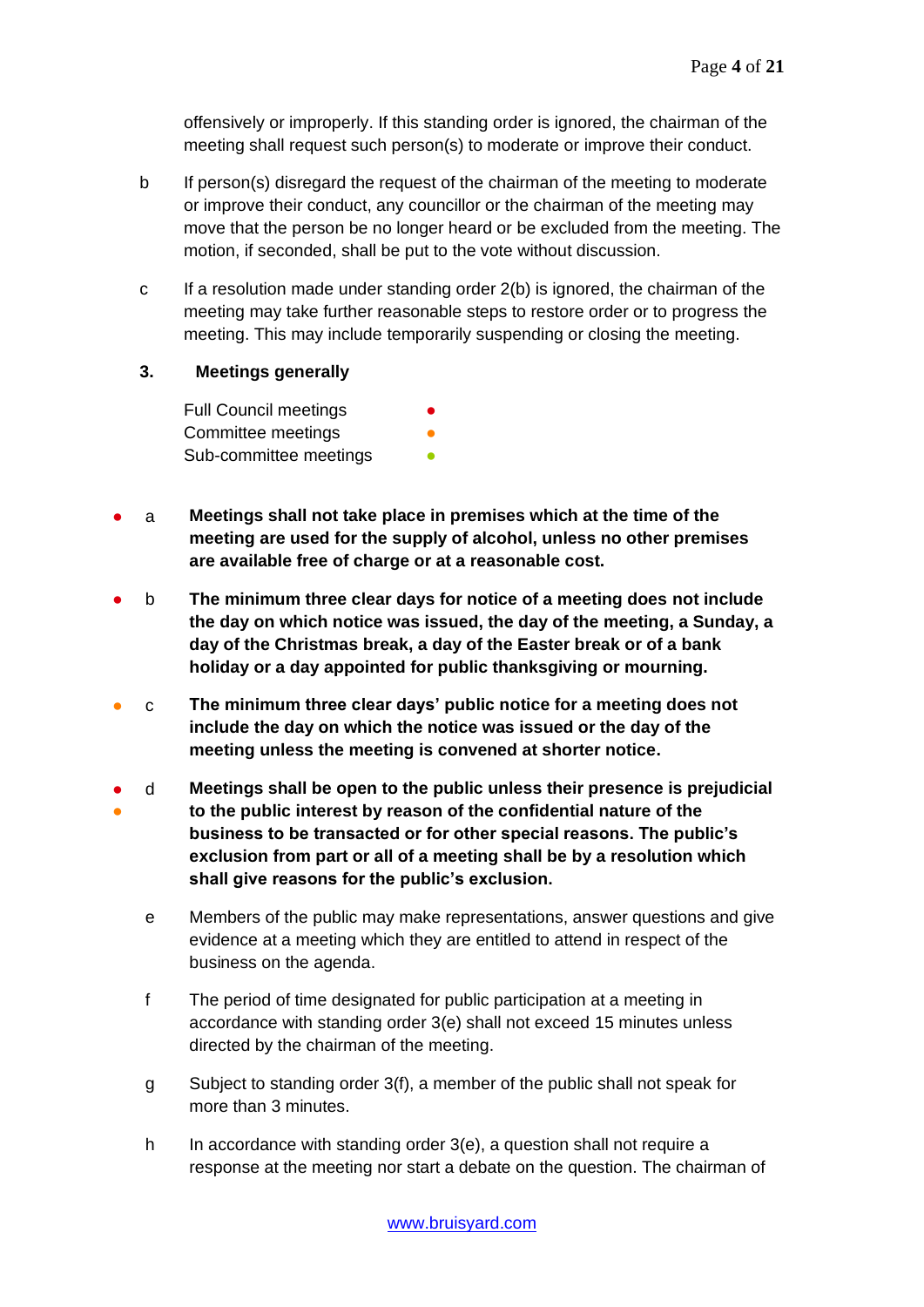offensively or improperly. If this standing order is ignored, the chairman of the meeting shall request such person(s) to moderate or improve their conduct.

b If person(s) disregard the request of the chairman of the meeting to moderate or improve their conduct, any councillor or the chairman of the meeting may move that the person be no longer heard or be excluded from the meeting. The motion, if seconded, shall be put to the vote without discussion.

c If a resolution made under standing order 2(b) is ignored, the chairman of the meeting may take further reasonable steps to restore order or to progress the meeting. This may include temporarily suspending or closing the meeting.

### 3. Meetings generally

Full Council meetings ●
Committee meetings ●
Sub-committee meetings ●

● a **Meetings shall not take place in premises which at the time of the meeting are used for the supply of alcohol, unless no other premises are available free of charge or at a reasonable cost.**

● b **The minimum three clear days for notice of a meeting does not include the day on which notice was issued, the day of the meeting, a Sunday, a day of the Christmas break, a day of the Easter break or of a bank holiday or a day appointed for public thanksgiving or mourning.**

● c **The minimum three clear days' public notice for a meeting does not include the day on which the notice was issued or the day of the meeting unless the meeting is convened at shorter notice.**

● ● d **Meetings shall be open to the public unless their presence is prejudicial to the public interest by reason of the confidential nature of the business to be transacted or for other special reasons. The public's exclusion from part or all of a meeting shall be by a resolution which shall give reasons for the public's exclusion.**

e Members of the public may make representations, answer questions and give evidence at a meeting which they are entitled to attend in respect of the business on the agenda.

f The period of time designated for public participation at a meeting in accordance with standing order 3(e) shall not exceed 15 minutes unless directed by the chairman of the meeting.

g Subject to standing order 3(f), a member of the public shall not speak for more than 3 minutes.

h In accordance with standing order 3(e), a question shall not require a response at the meeting nor start a debate on the question. The chairman of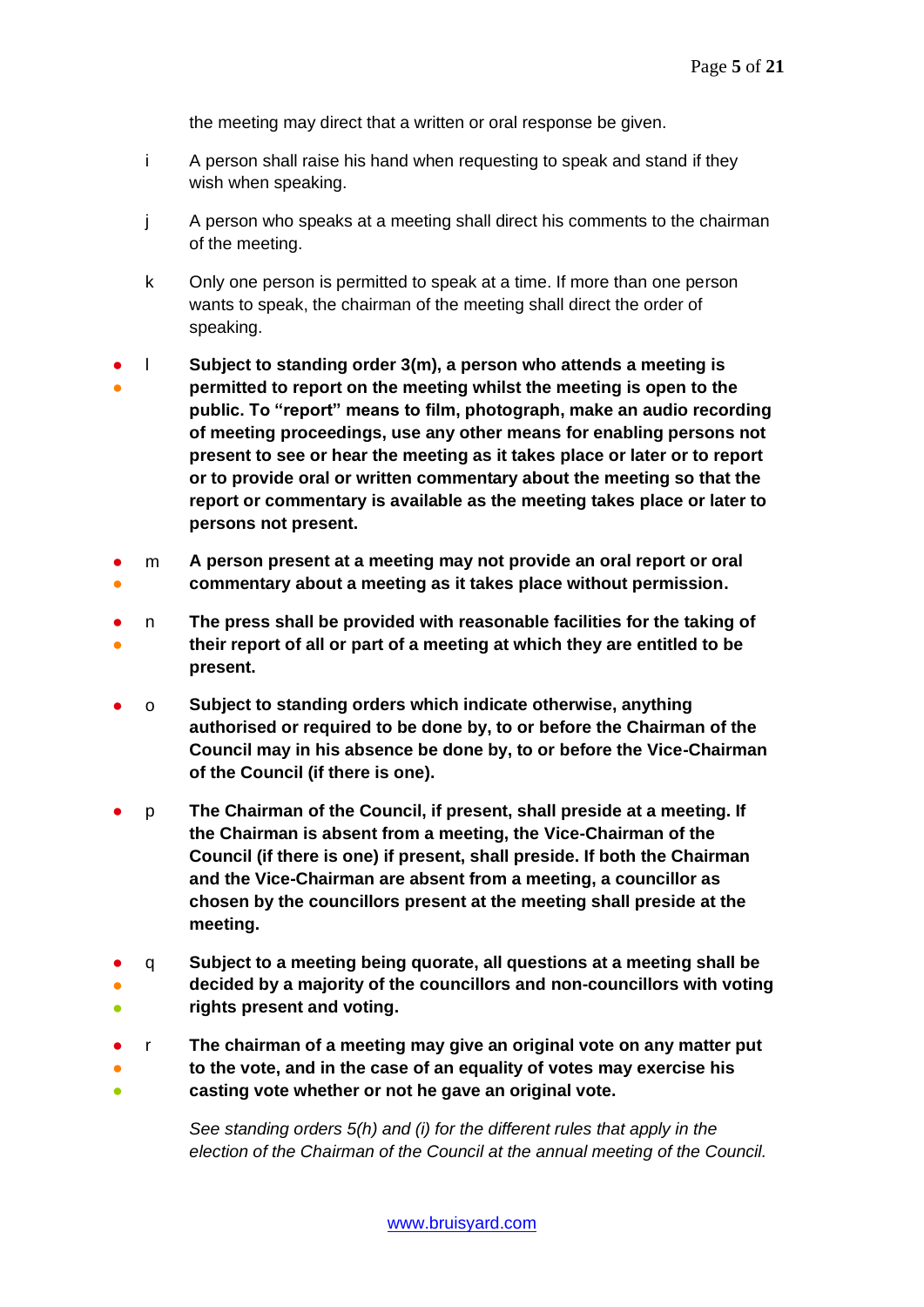the meeting may direct that a written or oral response be given.

- i A person shall raise his hand when requesting to speak and stand if they wish when speaking.

- j A person who speaks at a meeting shall direct his comments to the chairman of the meeting.

- k Only one person is permitted to speak at a time. If more than one person wants to speak, the chairman of the meeting shall direct the order of speaking.

- l **Subject to standing order 3(m), a person who attends a meeting is permitted to report on the meeting whilst the meeting is open to the public. To "report" means to film, photograph, make an audio recording of meeting proceedings, use any other means for enabling persons not present to see or hear the meeting as it takes place or later or to report or to provide oral or written commentary about the meeting so that the report or commentary is available as the meeting takes place or later to persons not present.**

- m **A person present at a meeting may not provide an oral report or oral commentary about a meeting as it takes place without permission.**

- n **The press shall be provided with reasonable facilities for the taking of their report of all or part of a meeting at which they are entitled to be present.**

- o **Subject to standing orders which indicate otherwise, anything authorised or required to be done by, to or before the Chairman of the Council may in his absence be done by, to or before the Vice-Chairman of the Council (if there is one).**

- p **The Chairman of the Council, if present, shall preside at a meeting. If the Chairman is absent from a meeting, the Vice-Chairman of the Council (if there is one) if present, shall preside. If both the Chairman and the Vice-Chairman are absent from a meeting, a councillor as chosen by the councillors present at the meeting shall preside at the meeting.**

- q **Subject to a meeting being quorate, all questions at a meeting shall be decided by a majority of the councillors and non-councillors with voting rights present and voting.**

- r **The chairman of a meeting may give an original vote on any matter put to the vote, and in the case of an equality of votes may exercise his casting vote whether or not he gave an original vote.**

  *See standing orders 5(h) and (i) for the different rules that apply in the election of the Chairman of the Council at the annual meeting of the Council.*

www.bruisyard.com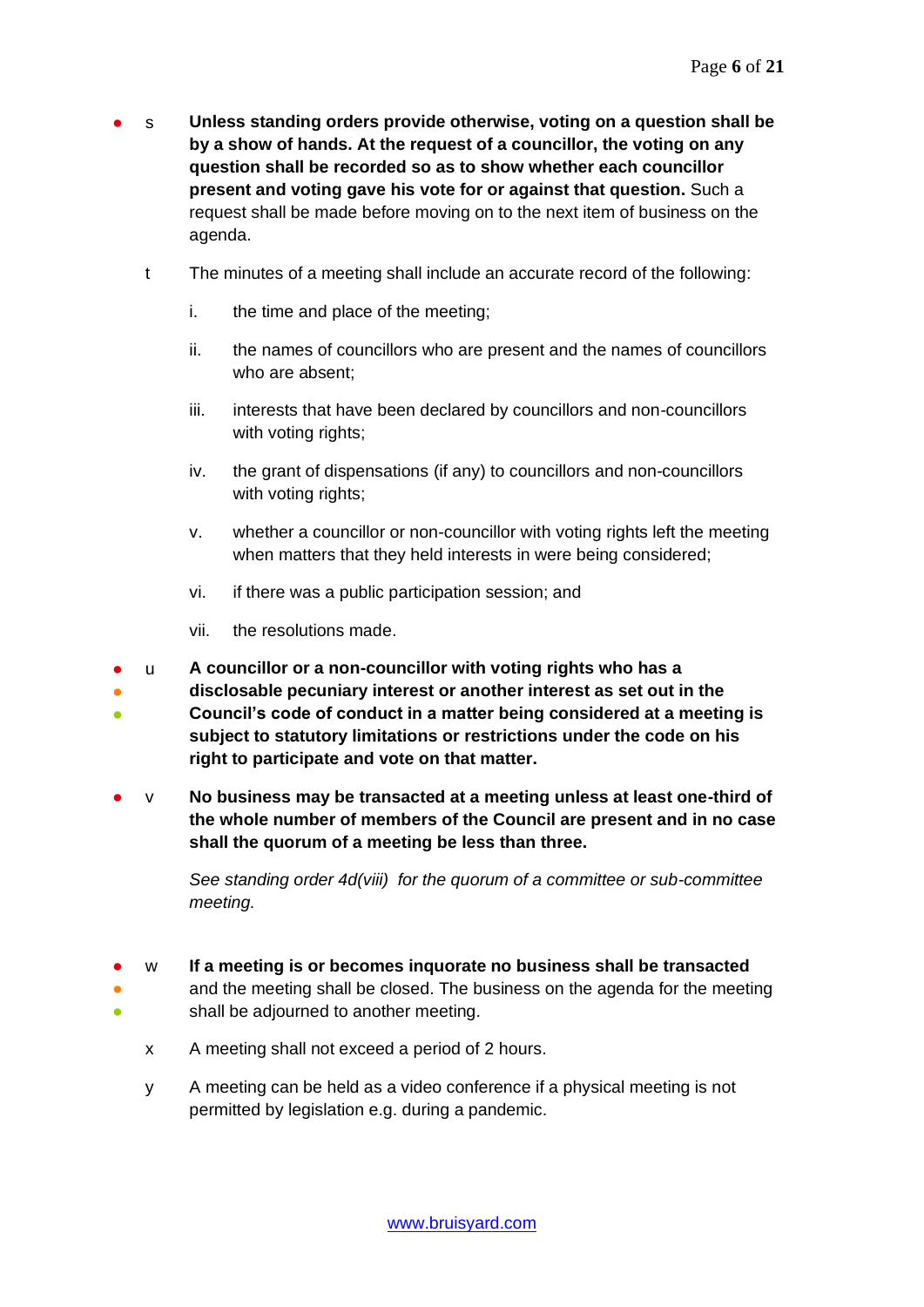- s **Unless standing orders provide otherwise, voting on a question shall be by a show of hands. At the request of a councillor, the voting on any question shall be recorded so as to show whether each councillor present and voting gave his vote for or against that question.** Such a request shall be made before moving on to the next item of business on the agenda.

t The minutes of a meeting shall include an accurate record of the following:

   i. the time and place of the meeting;

   ii. the names of councillors who are present and the names of councillors who are absent;

   iii. interests that have been declared by councillors and non-councillors with voting rights;

   iv. the grant of dispensations (if any) to councillors and non-councillors with voting rights;

   v. whether a councillor or non-councillor with voting rights left the meeting when matters that they held interests in were being considered;

   vi. if there was a public participation session; and

   vii. the resolutions made.

- u **A councillor or a non-councillor with voting rights who has a disclosable pecuniary interest or another interest as set out in the Council's code of conduct in a matter being considered at a meeting is subject to statutory limitations or restrictions under the code on his right to participate and vote on that matter.**

- v **No business may be transacted at a meeting unless at least one-third of the whole number of members of the Council are present and in no case shall the quorum of a meeting be less than three.**

  *See standing order 4d(viii) for the quorum of a committee or sub-committee meeting.*

- w **If a meeting is or becomes inquorate no business shall be transacted** and the meeting shall be closed. The business on the agenda for the meeting shall be adjourned to another meeting.

x A meeting shall not exceed a period of 2 hours.

y A meeting can be held as a video conference if a physical meeting is not permitted by legislation e.g. during a pandemic.

www.bruisyard.com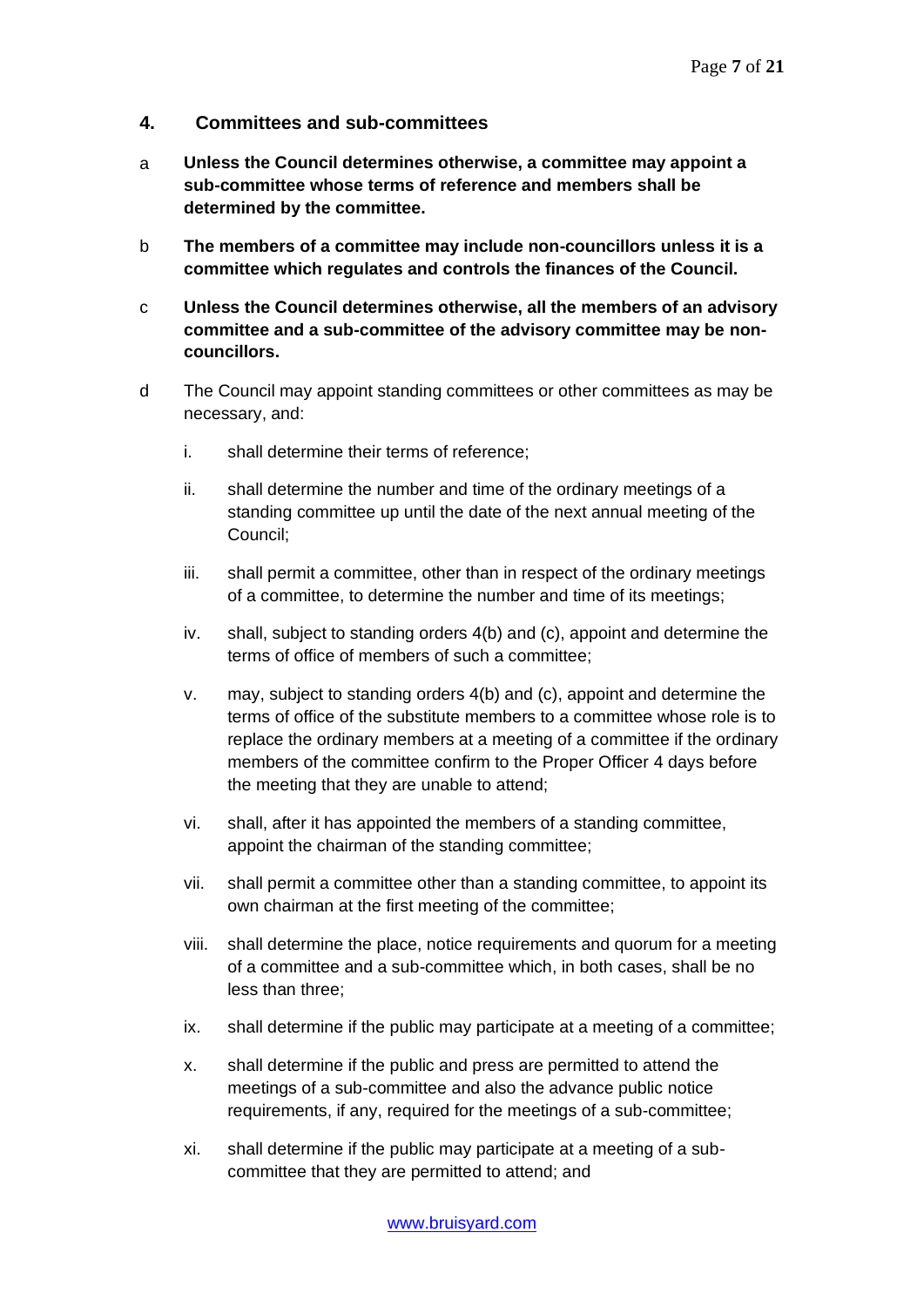## 4. Committees and sub-committees

a **Unless the Council determines otherwise, a committee may appoint a sub-committee whose terms of reference and members shall be determined by the committee.**

b **The members of a committee may include non-councillors unless it is a committee which regulates and controls the finances of the Council.**

c **Unless the Council determines otherwise, all the members of an advisory committee and a sub-committee of the advisory committee may be non-councillors.**

d The Council may appoint standing committees or other committees as may be necessary, and:

i. shall determine their terms of reference;

ii. shall determine the number and time of the ordinary meetings of a standing committee up until the date of the next annual meeting of the Council;

iii. shall permit a committee, other than in respect of the ordinary meetings of a committee, to determine the number and time of its meetings;

iv. shall, subject to standing orders 4(b) and (c), appoint and determine the terms of office of members of such a committee;

v. may, subject to standing orders 4(b) and (c), appoint and determine the terms of office of the substitute members to a committee whose role is to replace the ordinary members at a meeting of a committee if the ordinary members of the committee confirm to the Proper Officer 4 days before the meeting that they are unable to attend;

vi. shall, after it has appointed the members of a standing committee, appoint the chairman of the standing committee;

vii. shall permit a committee other than a standing committee, to appoint its own chairman at the first meeting of the committee;

viii. shall determine the place, notice requirements and quorum for a meeting of a committee and a sub-committee which, in both cases, shall be no less than three;

ix. shall determine if the public may participate at a meeting of a committee;

x. shall determine if the public and press are permitted to attend the meetings of a sub-committee and also the advance public notice requirements, if any, required for the meetings of a sub-committee;

xi. shall determine if the public may participate at a meeting of a sub-committee that they are permitted to attend; and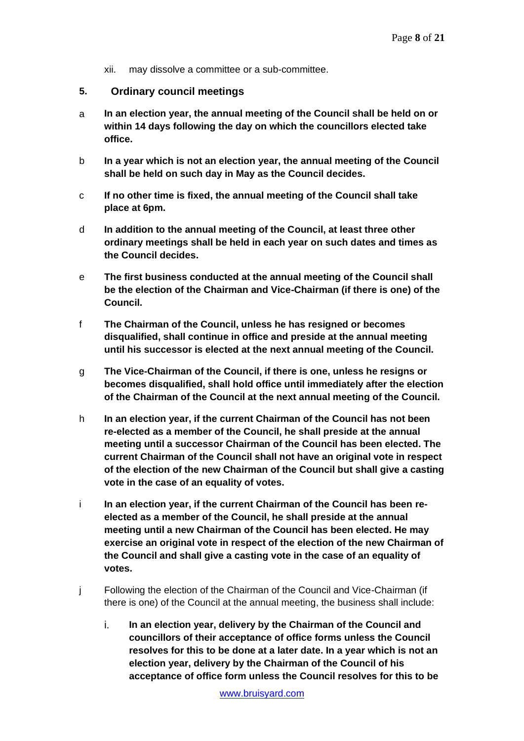xii. may dissolve a committee or a sub-committee.

## 5. Ordinary council meetings

a **In an election year, the annual meeting of the Council shall be held on or within 14 days following the day on which the councillors elected take office.**

b **In a year which is not an election year, the annual meeting of the Council shall be held on such day in May as the Council decides.**

c **If no other time is fixed, the annual meeting of the Council shall take place at 6pm.**

d **In addition to the annual meeting of the Council, at least three other ordinary meetings shall be held in each year on such dates and times as the Council decides.**

e **The first business conducted at the annual meeting of the Council shall be the election of the Chairman and Vice-Chairman (if there is one) of the Council.**

f **The Chairman of the Council, unless he has resigned or becomes disqualified, shall continue in office and preside at the annual meeting until his successor is elected at the next annual meeting of the Council.**

g **The Vice-Chairman of the Council, if there is one, unless he resigns or becomes disqualified, shall hold office until immediately after the election of the Chairman of the Council at the next annual meeting of the Council.**

h **In an election year, if the current Chairman of the Council has not been re-elected as a member of the Council, he shall preside at the annual meeting until a successor Chairman of the Council has been elected. The current Chairman of the Council shall not have an original vote in respect of the election of the new Chairman of the Council but shall give a casting vote in the case of an equality of votes.**

i **In an election year, if the current Chairman of the Council has been re-elected as a member of the Council, he shall preside at the annual meeting until a new Chairman of the Council has been elected. He may exercise an original vote in respect of the election of the new Chairman of the Council and shall give a casting vote in the case of an equality of votes.**

j Following the election of the Chairman of the Council and Vice-Chairman (if there is one) of the Council at the annual meeting, the business shall include:

i. **In an election year, delivery by the Chairman of the Council and councillors of their acceptance of office forms unless the Council resolves for this to be done at a later date. In a year which is not an election year, delivery by the Chairman of the Council of his acceptance of office form unless the Council resolves for this to be**

www.bruisyard.com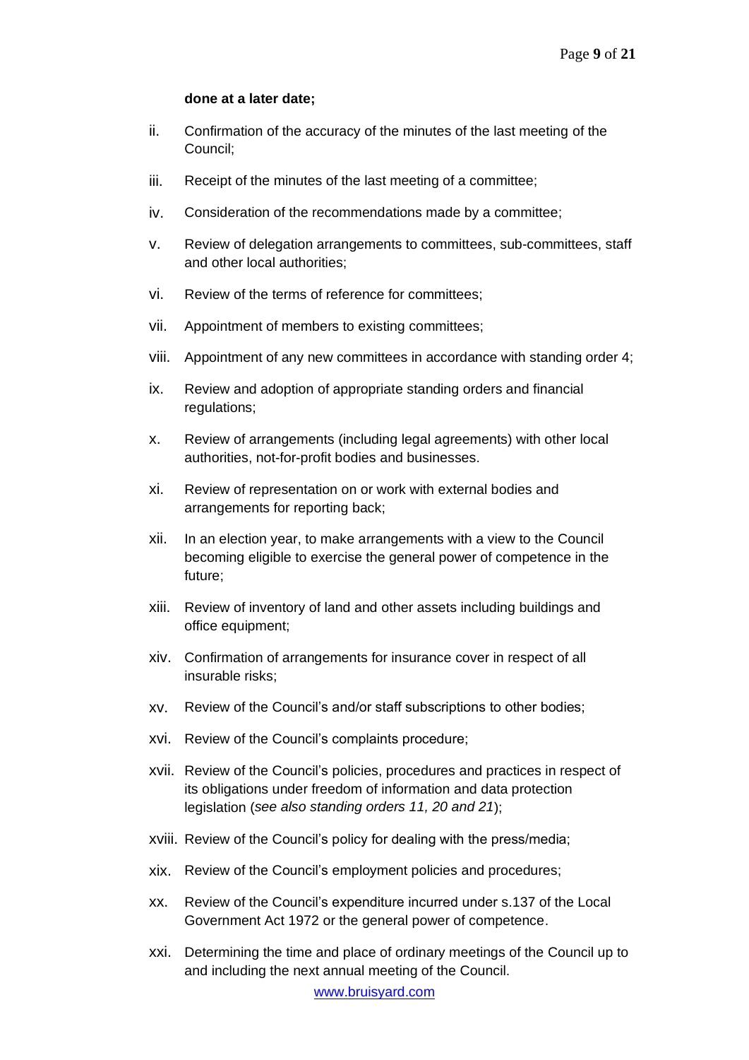**done at a later date;**

ii. Confirmation of the accuracy of the minutes of the last meeting of the Council;

iii. Receipt of the minutes of the last meeting of a committee;

iv. Consideration of the recommendations made by a committee;

v. Review of delegation arrangements to committees, sub-committees, staff and other local authorities;

vi. Review of the terms of reference for committees;

vii. Appointment of members to existing committees;

viii. Appointment of any new committees in accordance with standing order 4;

ix. Review and adoption of appropriate standing orders and financial regulations;

x. Review of arrangements (including legal agreements) with other local authorities, not-for-profit bodies and businesses.

xi. Review of representation on or work with external bodies and arrangements for reporting back;

xii. In an election year, to make arrangements with a view to the Council becoming eligible to exercise the general power of competence in the future;

xiii. Review of inventory of land and other assets including buildings and office equipment;

xiv. Confirmation of arrangements for insurance cover in respect of all insurable risks;

xv. Review of the Council's and/or staff subscriptions to other bodies;

xvi. Review of the Council's complaints procedure;

xvii. Review of the Council's policies, procedures and practices in respect of its obligations under freedom of information and data protection legislation (*see also standing orders 11, 20 and 21*);

xviii. Review of the Council's policy for dealing with the press/media;

xix. Review of the Council's employment policies and procedures;

xx. Review of the Council's expenditure incurred under s.137 of the Local Government Act 1972 or the general power of competence.

xxi. Determining the time and place of ordinary meetings of the Council up to and including the next annual meeting of the Council.

www.bruisyard.com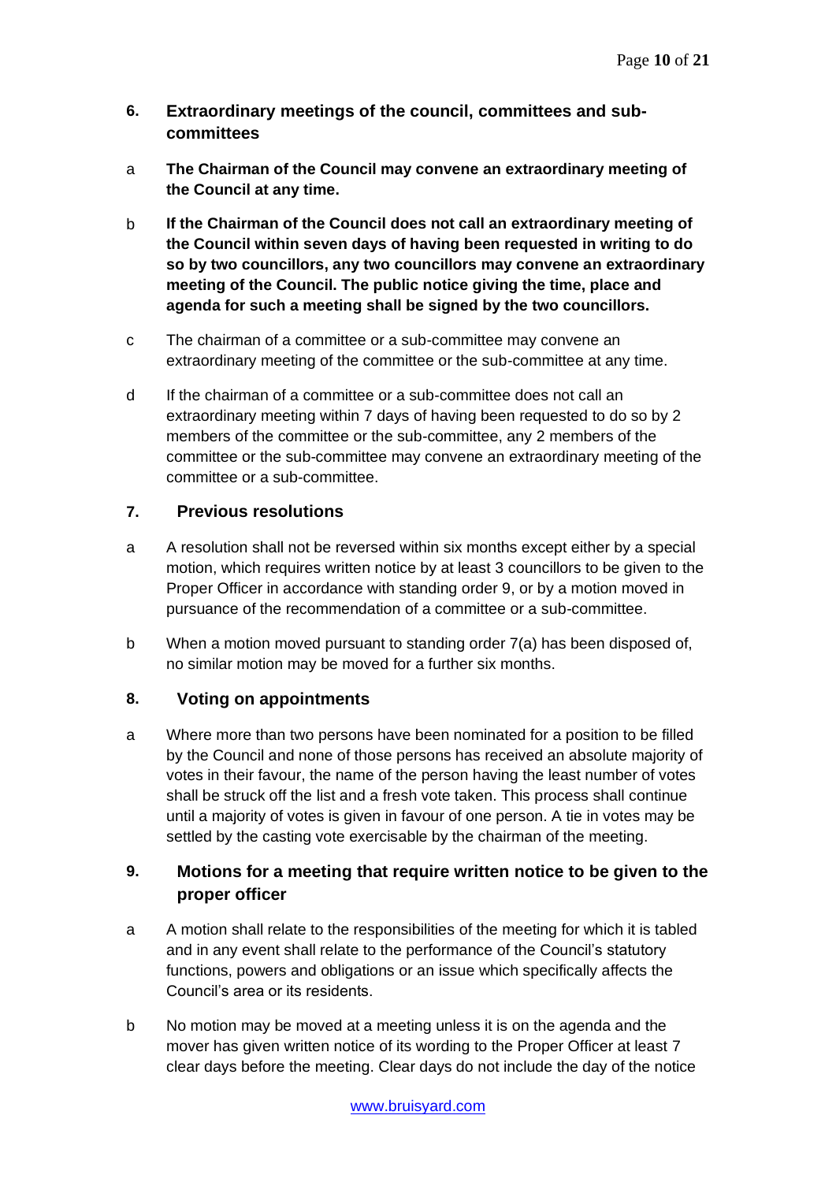## 6. Extraordinary meetings of the council, committees and sub-committees

a **The Chairman of the Council may convene an extraordinary meeting of the Council at any time.**

b **If the Chairman of the Council does not call an extraordinary meeting of the Council within seven days of having been requested in writing to do so by two councillors, any two councillors may convene an extraordinary meeting of the Council. The public notice giving the time, place and agenda for such a meeting shall be signed by the two councillors.**

c The chairman of a committee or a sub-committee may convene an extraordinary meeting of the committee or the sub-committee at any time.

d If the chairman of a committee or a sub-committee does not call an extraordinary meeting within 7 days of having been requested to do so by 2 members of the committee or the sub-committee, any 2 members of the committee or the sub-committee may convene an extraordinary meeting of the committee or a sub-committee.

## 7. Previous resolutions

a A resolution shall not be reversed within six months except either by a special motion, which requires written notice by at least 3 councillors to be given to the Proper Officer in accordance with standing order 9, or by a motion moved in pursuance of the recommendation of a committee or a sub-committee.

b When a motion moved pursuant to standing order 7(a) has been disposed of, no similar motion may be moved for a further six months.

## 8. Voting on appointments

a Where more than two persons have been nominated for a position to be filled by the Council and none of those persons has received an absolute majority of votes in their favour, the name of the person having the least number of votes shall be struck off the list and a fresh vote taken. This process shall continue until a majority of votes is given in favour of one person. A tie in votes may be settled by the casting vote exercisable by the chairman of the meeting.

## 9. Motions for a meeting that require written notice to be given to the proper officer

a A motion shall relate to the responsibilities of the meeting for which it is tabled and in any event shall relate to the performance of the Council's statutory functions, powers and obligations or an issue which specifically affects the Council's area or its residents.

b No motion may be moved at a meeting unless it is on the agenda and the mover has given written notice of its wording to the Proper Officer at least 7 clear days before the meeting. Clear days do not include the day of the notice

www.bruisyard.com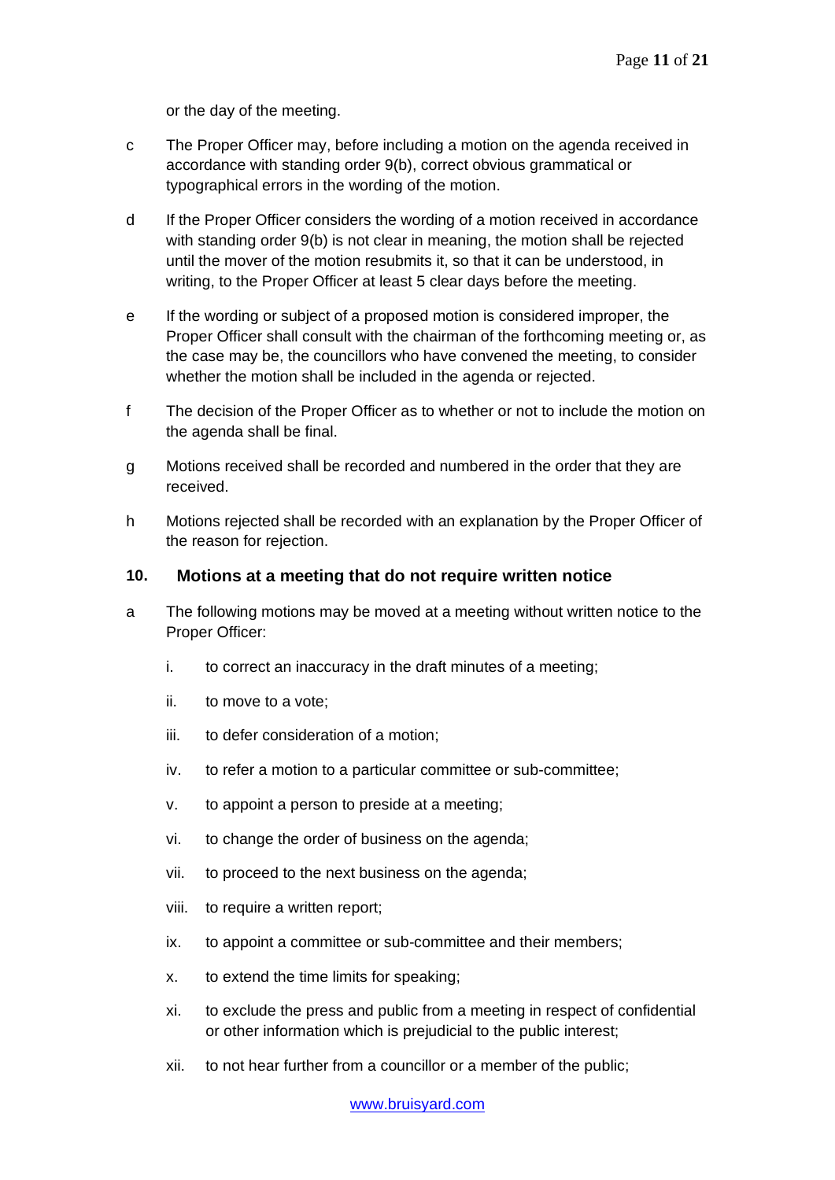or the day of the meeting.

c The Proper Officer may, before including a motion on the agenda received in accordance with standing order 9(b), correct obvious grammatical or typographical errors in the wording of the motion.

d If the Proper Officer considers the wording of a motion received in accordance with standing order 9(b) is not clear in meaning, the motion shall be rejected until the mover of the motion resubmits it, so that it can be understood, in writing, to the Proper Officer at least 5 clear days before the meeting.

e If the wording or subject of a proposed motion is considered improper, the Proper Officer shall consult with the chairman of the forthcoming meeting or, as the case may be, the councillors who have convened the meeting, to consider whether the motion shall be included in the agenda or rejected.

f The decision of the Proper Officer as to whether or not to include the motion on the agenda shall be final.

g Motions received shall be recorded and numbered in the order that they are received.

h Motions rejected shall be recorded with an explanation by the Proper Officer of the reason for rejection.

## 10. Motions at a meeting that do not require written notice

a The following motions may be moved at a meeting without written notice to the Proper Officer:

i. to correct an inaccuracy in the draft minutes of a meeting;

ii. to move to a vote;

iii. to defer consideration of a motion;

iv. to refer a motion to a particular committee or sub-committee;

v. to appoint a person to preside at a meeting;

vi. to change the order of business on the agenda;

vii. to proceed to the next business on the agenda;

viii. to require a written report;

ix. to appoint a committee or sub-committee and their members;

x. to extend the time limits for speaking;

xi. to exclude the press and public from a meeting in respect of confidential or other information which is prejudicial to the public interest;

xii. to not hear further from a councillor or a member of the public;

www.bruisyard.com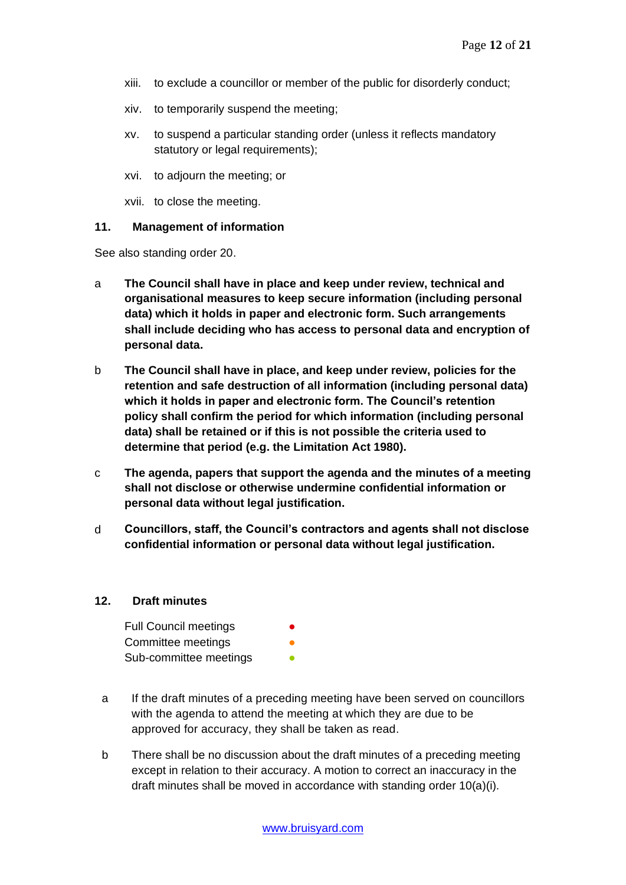xiii. to exclude a councillor or member of the public for disorderly conduct;

xiv. to temporarily suspend the meeting;

xv. to suspend a particular standing order (unless it reflects mandatory statutory or legal requirements);

xvi. to adjourn the meeting; or

xvii. to close the meeting.

## 11. Management of information

See also standing order 20.

a **The Council shall have in place and keep under review, technical and organisational measures to keep secure information (including personal data) which it holds in paper and electronic form. Such arrangements shall include deciding who has access to personal data and encryption of personal data.**

b **The Council shall have in place, and keep under review, policies for the retention and safe destruction of all information (including personal data) which it holds in paper and electronic form. The Council's retention policy shall confirm the period for which information (including personal data) shall be retained or if this is not possible the criteria used to determine that period (e.g. the Limitation Act 1980).**

c **The agenda, papers that support the agenda and the minutes of a meeting shall not disclose or otherwise undermine confidential information or personal data without legal justification.**

d **Councillors, staff, the Council's contractors and agents shall not disclose confidential information or personal data without legal justification.**

## 12. Draft minutes

Full Council meetings ●
Committee meetings ●
Sub-committee meetings ●

a If the draft minutes of a preceding meeting have been served on councillors with the agenda to attend the meeting at which they are due to be approved for accuracy, they shall be taken as read.

b There shall be no discussion about the draft minutes of a preceding meeting except in relation to their accuracy. A motion to correct an inaccuracy in the draft minutes shall be moved in accordance with standing order 10(a)(i).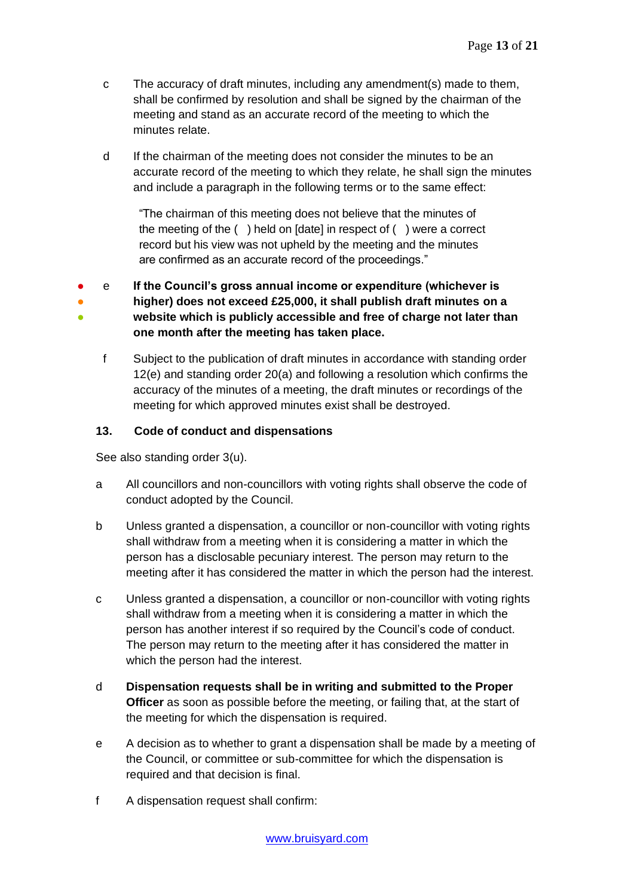c The accuracy of draft minutes, including any amendment(s) made to them, shall be confirmed by resolution and shall be signed by the chairman of the meeting and stand as an accurate record of the meeting to which the minutes relate.

d If the chairman of the meeting does not consider the minutes to be an accurate record of the meeting to which they relate, he shall sign the minutes and include a paragraph in the following terms or to the same effect:

> "The chairman of this meeting does not believe that the minutes of the meeting of the ( ) held on [date] in respect of ( ) were a correct record but his view was not upheld by the meeting and the minutes are confirmed as an accurate record of the proceedings."

● ● ● e **If the Council's gross annual income or expenditure (whichever is higher) does not exceed £25,000, it shall publish draft minutes on a website which is publicly accessible and free of charge not later than one month after the meeting has taken place.**

f Subject to the publication of draft minutes in accordance with standing order 12(e) and standing order 20(a) and following a resolution which confirms the accuracy of the minutes of a meeting, the draft minutes or recordings of the meeting for which approved minutes exist shall be destroyed.

### 13. Code of conduct and dispensations

See also standing order 3(u).

a All councillors and non-councillors with voting rights shall observe the code of conduct adopted by the Council.

b Unless granted a dispensation, a councillor or non-councillor with voting rights shall withdraw from a meeting when it is considering a matter in which the person has a disclosable pecuniary interest. The person may return to the meeting after it has considered the matter in which the person had the interest.

c Unless granted a dispensation, a councillor or non-councillor with voting rights shall withdraw from a meeting when it is considering a matter in which the person has another interest if so required by the Council's code of conduct. The person may return to the meeting after it has considered the matter in which the person had the interest.

d **Dispensation requests shall be in writing and submitted to the Proper Officer** as soon as possible before the meeting, or failing that, at the start of the meeting for which the dispensation is required.

e A decision as to whether to grant a dispensation shall be made by a meeting of the Council, or committee or sub-committee for which the dispensation is required and that decision is final.

f A dispensation request shall confirm: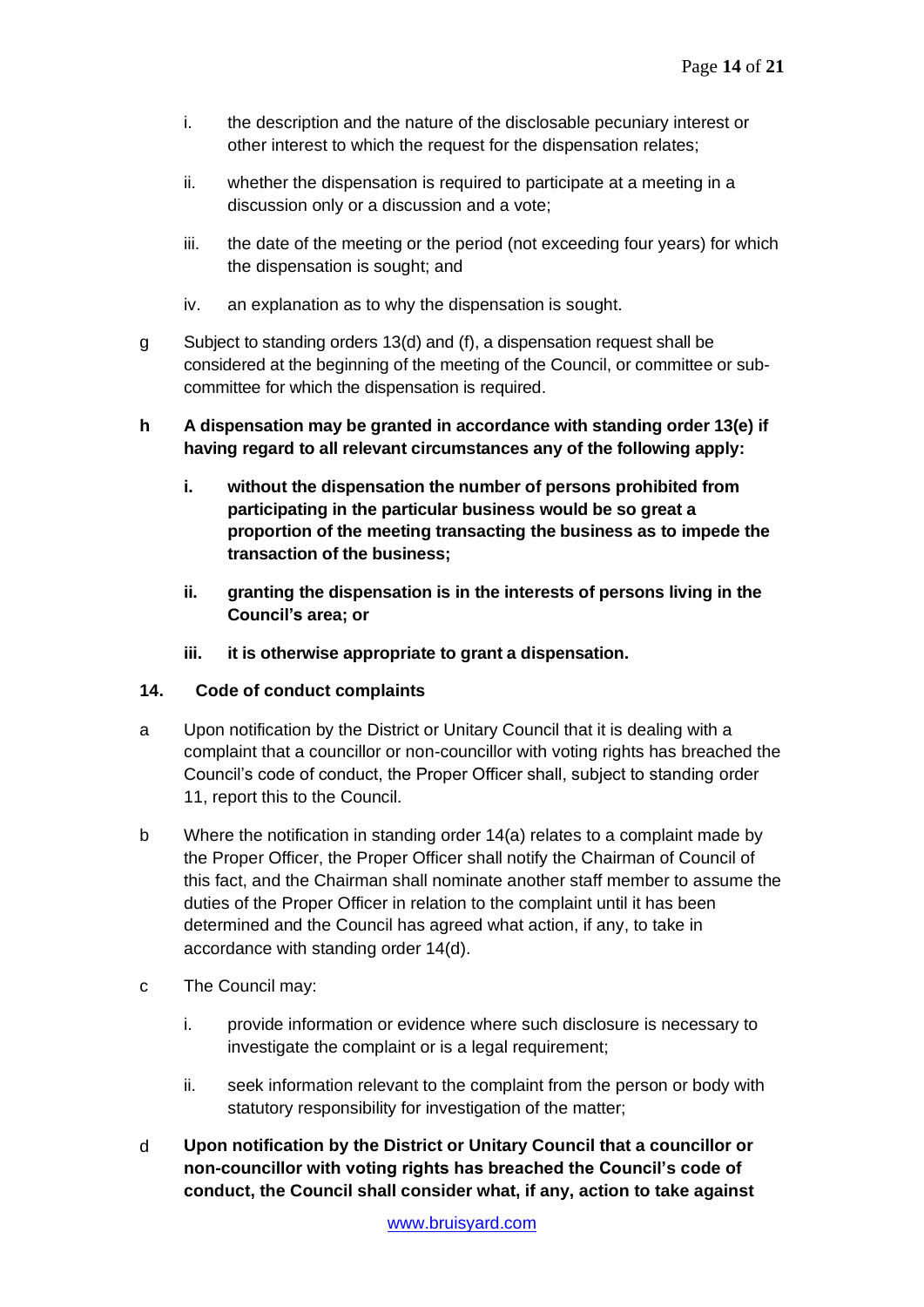i. the description and the nature of the disclosable pecuniary interest or other interest to which the request for the dispensation relates;

ii. whether the dispensation is required to participate at a meeting in a discussion only or a discussion and a vote;

iii. the date of the meeting or the period (not exceeding four years) for which the dispensation is sought; and

iv. an explanation as to why the dispensation is sought.

g Subject to standing orders 13(d) and (f), a dispensation request shall be considered at the beginning of the meeting of the Council, or committee or sub-committee for which the dispensation is required.

**h A dispensation may be granted in accordance with standing order 13(e) if having regard to all relevant circumstances any of the following apply:**

**i. without the dispensation the number of persons prohibited from participating in the particular business would be so great a proportion of the meeting transacting the business as to impede the transaction of the business;**

**ii. granting the dispensation is in the interests of persons living in the Council's area; or**

**iii. it is otherwise appropriate to grant a dispensation.**

### 14. Code of conduct complaints

a Upon notification by the District or Unitary Council that it is dealing with a complaint that a councillor or non-councillor with voting rights has breached the Council's code of conduct, the Proper Officer shall, subject to standing order 11, report this to the Council.

b Where the notification in standing order 14(a) relates to a complaint made by the Proper Officer, the Proper Officer shall notify the Chairman of Council of this fact, and the Chairman shall nominate another staff member to assume the duties of the Proper Officer in relation to the complaint until it has been determined and the Council has agreed what action, if any, to take in accordance with standing order 14(d).

c The Council may:

i. provide information or evidence where such disclosure is necessary to investigate the complaint or is a legal requirement;

ii. seek information relevant to the complaint from the person or body with statutory responsibility for investigation of the matter;

**d Upon notification by the District or Unitary Council that a councillor or non-councillor with voting rights has breached the Council's code of conduct, the Council shall consider what, if any, action to take against**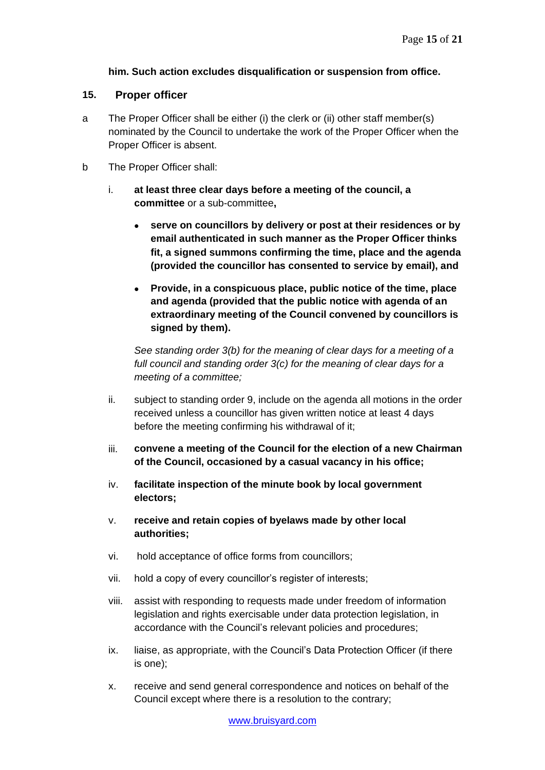**him. Such action excludes disqualification or suspension from office.**

## 15. Proper officer

a The Proper Officer shall be either (i) the clerk or (ii) other staff member(s) nominated by the Council to undertake the work of the Proper Officer when the Proper Officer is absent.

b The Proper Officer shall:

i. **at least three clear days before a meeting of the council, a committee** or a sub-committee**,**

- **serve on councillors by delivery or post at their residences or by email authenticated in such manner as the Proper Officer thinks fit, a signed summons confirming the time, place and the agenda (provided the councillor has consented to service by email), and**
- **Provide, in a conspicuous place, public notice of the time, place and agenda (provided that the public notice with agenda of an extraordinary meeting of the Council convened by councillors is signed by them).**

*See standing order 3(b) for the meaning of clear days for a meeting of a full council and standing order 3(c) for the meaning of clear days for a meeting of a committee;*

ii. subject to standing order 9, include on the agenda all motions in the order received unless a councillor has given written notice at least 4 days before the meeting confirming his withdrawal of it;

iii. **convene a meeting of the Council for the election of a new Chairman of the Council, occasioned by a casual vacancy in his office;**

iv. **facilitate inspection of the minute book by local government electors;**

v. **receive and retain copies of byelaws made by other local authorities;**

vi. hold acceptance of office forms from councillors;

vii. hold a copy of every councillor's register of interests;

viii. assist with responding to requests made under freedom of information legislation and rights exercisable under data protection legislation, in accordance with the Council's relevant policies and procedures;

ix. liaise, as appropriate, with the Council's Data Protection Officer (if there is one);

x. receive and send general correspondence and notices on behalf of the Council except where there is a resolution to the contrary;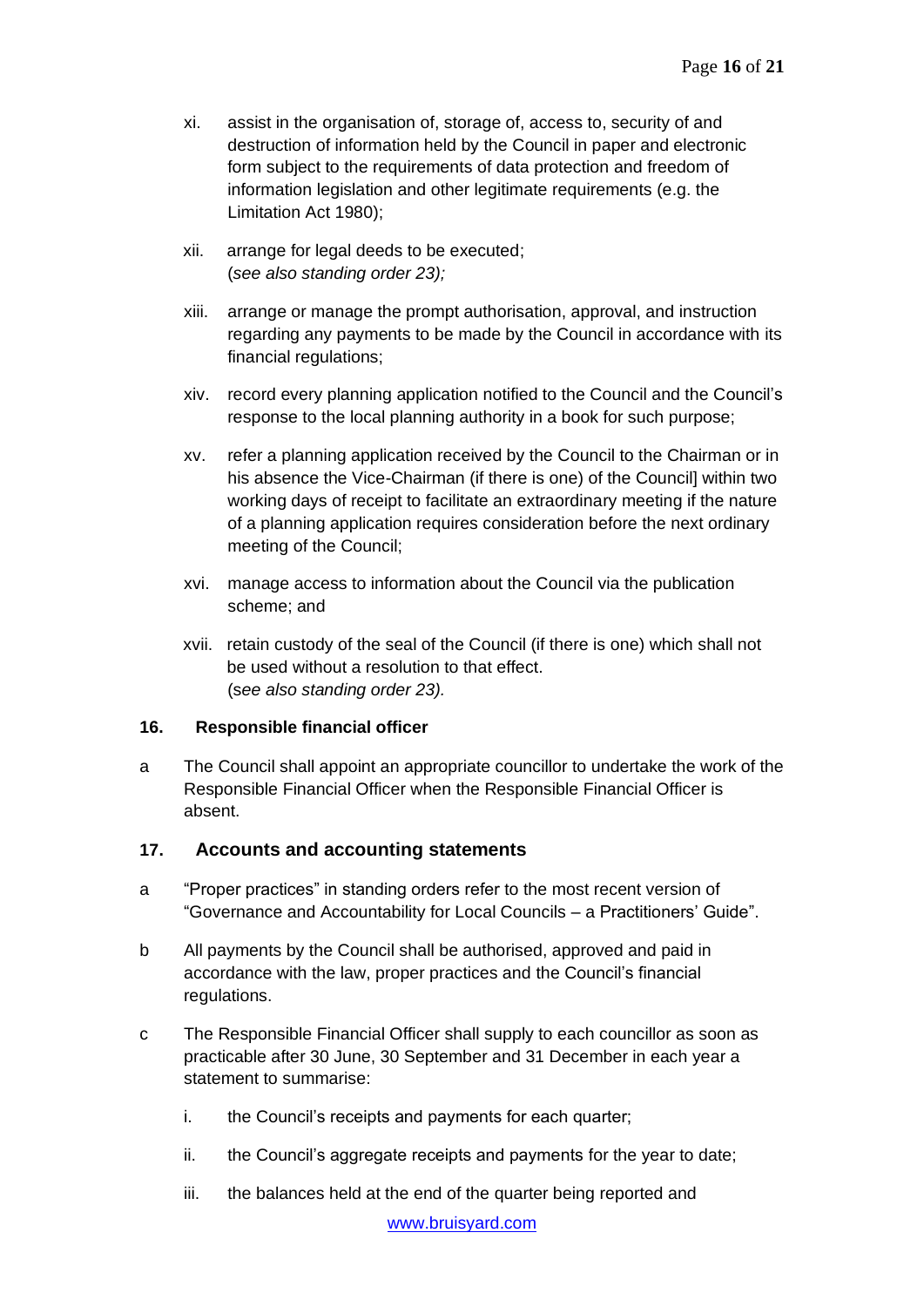xi. assist in the organisation of, storage of, access to, security of and destruction of information held by the Council in paper and electronic form subject to the requirements of data protection and freedom of information legislation and other legitimate requirements (e.g. the Limitation Act 1980);

xii. arrange for legal deeds to be executed; (*see also standing order 23);*

xiii. arrange or manage the prompt authorisation, approval, and instruction regarding any payments to be made by the Council in accordance with its financial regulations;

xiv. record every planning application notified to the Council and the Council's response to the local planning authority in a book for such purpose;

xv. refer a planning application received by the Council to the Chairman or in his absence the Vice-Chairman (if there is one) of the Council] within two working days of receipt to facilitate an extraordinary meeting if the nature of a planning application requires consideration before the next ordinary meeting of the Council;

xvi. manage access to information about the Council via the publication scheme; and

xvii. retain custody of the seal of the Council (if there is one) which shall not be used without a resolution to that effect. (*see also standing order 23).*

### 16. Responsible financial officer

a The Council shall appoint an appropriate councillor to undertake the work of the Responsible Financial Officer when the Responsible Financial Officer is absent.

### 17. Accounts and accounting statements

a "Proper practices" in standing orders refer to the most recent version of "Governance and Accountability for Local Councils – a Practitioners' Guide".

b All payments by the Council shall be authorised, approved and paid in accordance with the law, proper practices and the Council's financial regulations.

c The Responsible Financial Officer shall supply to each councillor as soon as practicable after 30 June, 30 September and 31 December in each year a statement to summarise:

i. the Council's receipts and payments for each quarter;

ii. the Council's aggregate receipts and payments for the year to date;

iii. the balances held at the end of the quarter being reported and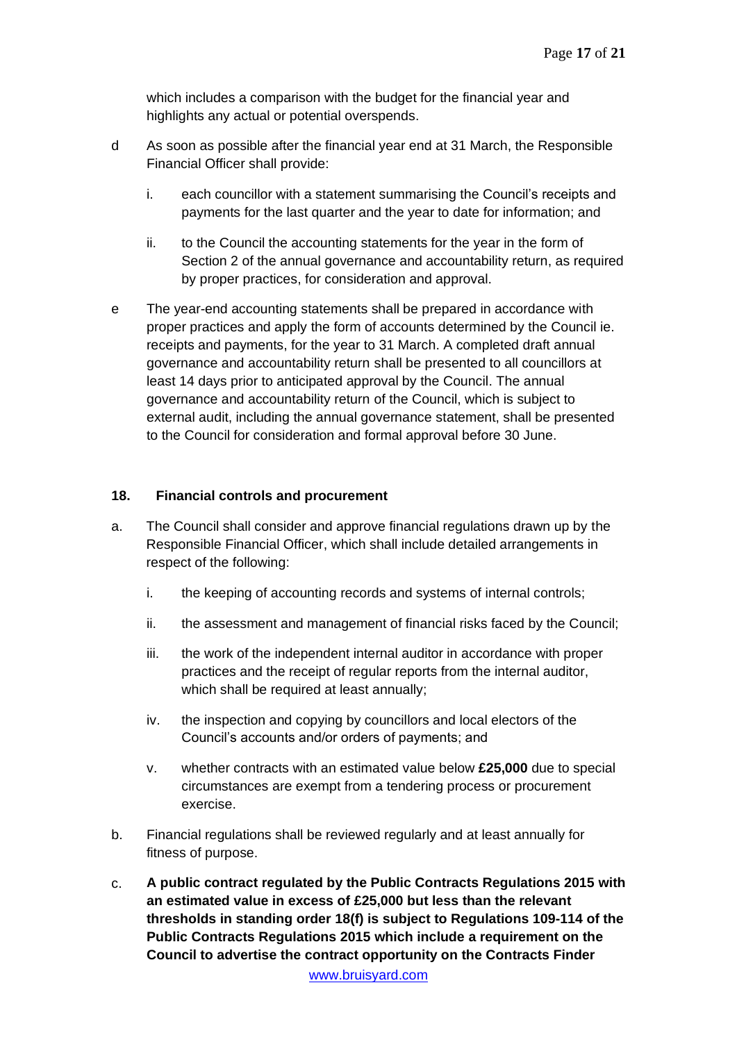which includes a comparison with the budget for the financial year and highlights any actual or potential overspends.

d As soon as possible after the financial year end at 31 March, the Responsible Financial Officer shall provide:

   i. each councillor with a statement summarising the Council's receipts and payments for the last quarter and the year to date for information; and

   ii. to the Council the accounting statements for the year in the form of Section 2 of the annual governance and accountability return, as required by proper practices, for consideration and approval.

e The year-end accounting statements shall be prepared in accordance with proper practices and apply the form of accounts determined by the Council ie. receipts and payments, for the year to 31 March. A completed draft annual governance and accountability return shall be presented to all councillors at least 14 days prior to anticipated approval by the Council. The annual governance and accountability return of the Council, which is subject to external audit, including the annual governance statement, shall be presented to the Council for consideration and formal approval before 30 June.

### 18. Financial controls and procurement

a. The Council shall consider and approve financial regulations drawn up by the Responsible Financial Officer, which shall include detailed arrangements in respect of the following:

   i. the keeping of accounting records and systems of internal controls;

   ii. the assessment and management of financial risks faced by the Council;

   iii. the work of the independent internal auditor in accordance with proper practices and the receipt of regular reports from the internal auditor, which shall be required at least annually;

   iv. the inspection and copying by councillors and local electors of the Council's accounts and/or orders of payments; and

   v. whether contracts with an estimated value below **£25,000** due to special circumstances are exempt from a tendering process or procurement exercise.

b. Financial regulations shall be reviewed regularly and at least annually for fitness of purpose.

c. **A public contract regulated by the Public Contracts Regulations 2015 with an estimated value in excess of £25,000 but less than the relevant thresholds in standing order 18(f) is subject to Regulations 109-114 of the Public Contracts Regulations 2015 which include a requirement on the Council to advertise the contract opportunity on the Contracts Finder**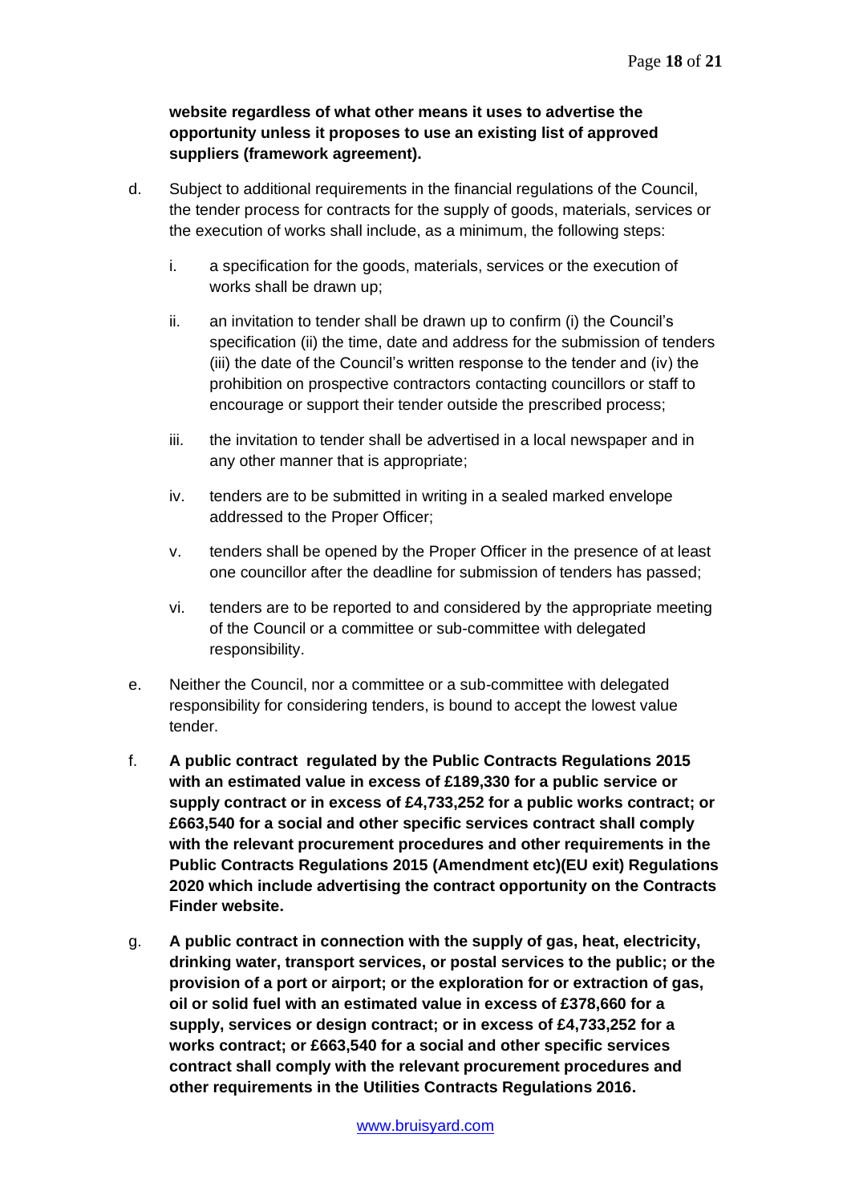**website regardless of what other means it uses to advertise the opportunity unless it proposes to use an existing list of approved suppliers (framework agreement).**

d. Subject to additional requirements in the financial regulations of the Council, the tender process for contracts for the supply of goods, materials, services or the execution of works shall include, as a minimum, the following steps:

   i. a specification for the goods, materials, services or the execution of works shall be drawn up;

   ii. an invitation to tender shall be drawn up to confirm (i) the Council's specification (ii) the time, date and address for the submission of tenders (iii) the date of the Council's written response to the tender and (iv) the prohibition on prospective contractors contacting councillors or staff to encourage or support their tender outside the prescribed process;

   iii. the invitation to tender shall be advertised in a local newspaper and in any other manner that is appropriate;

   iv. tenders are to be submitted in writing in a sealed marked envelope addressed to the Proper Officer;

   v. tenders shall be opened by the Proper Officer in the presence of at least one councillor after the deadline for submission of tenders has passed;

   vi. tenders are to be reported to and considered by the appropriate meeting of the Council or a committee or sub-committee with delegated responsibility.

e. Neither the Council, nor a committee or a sub-committee with delegated responsibility for considering tenders, is bound to accept the lowest value tender.

f. **A public contract regulated by the Public Contracts Regulations 2015 with an estimated value in excess of £189,330 for a public service or supply contract or in excess of £4,733,252 for a public works contract; or £663,540 for a social and other specific services contract shall comply with the relevant procurement procedures and other requirements in the Public Contracts Regulations 2015 (Amendment etc)(EU exit) Regulations 2020 which include advertising the contract opportunity on the Contracts Finder website.**

g. **A public contract in connection with the supply of gas, heat, electricity, drinking water, transport services, or postal services to the public; or the provision of a port or airport; or the exploration for or extraction of gas, oil or solid fuel with an estimated value in excess of £378,660 for a supply, services or design contract; or in excess of £4,733,252 for a works contract; or £663,540 for a social and other specific services contract shall comply with the relevant procurement procedures and other requirements in the Utilities Contracts Regulations 2016.**

www.bruisyard.com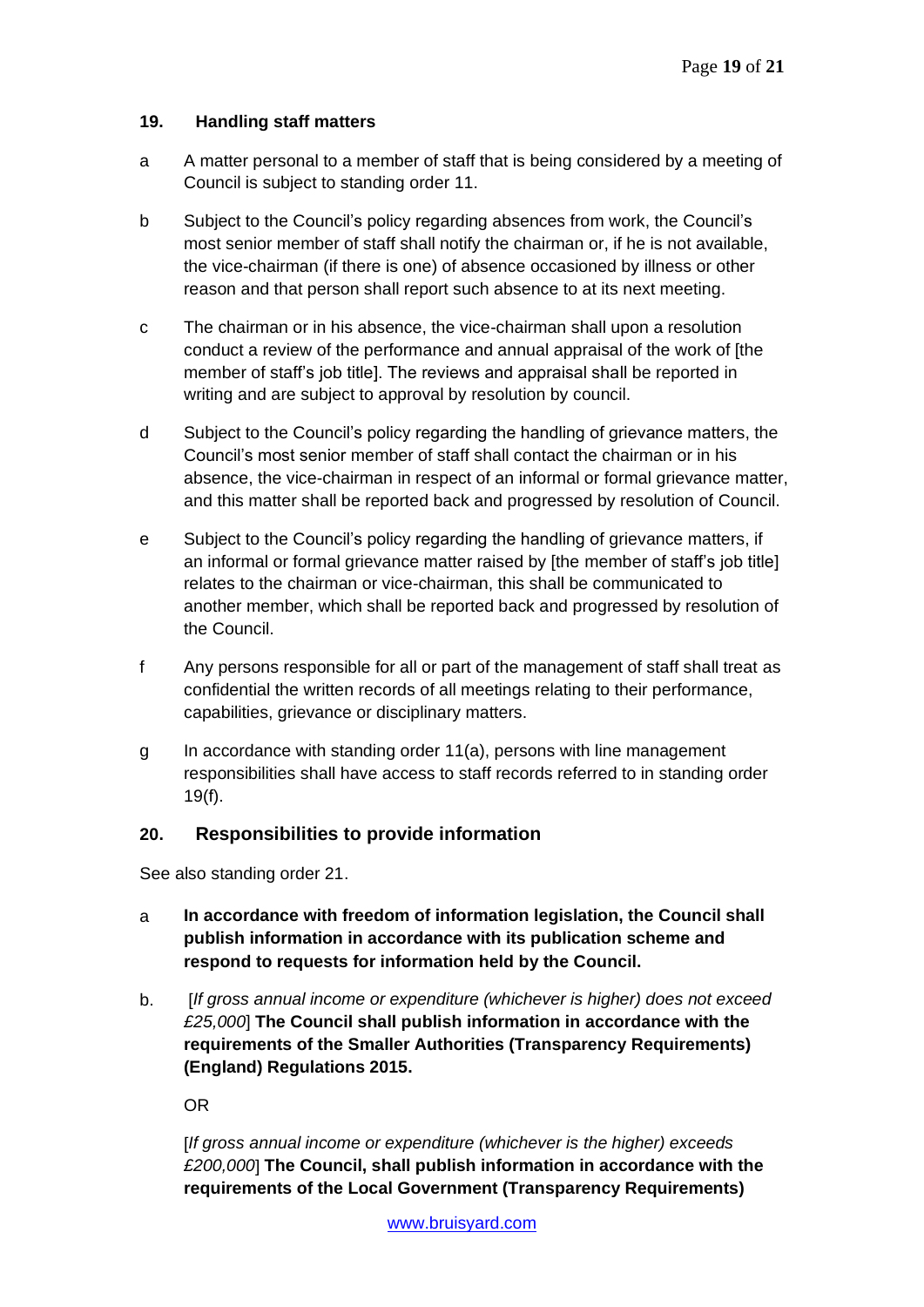## 19. Handling staff matters

a A matter personal to a member of staff that is being considered by a meeting of Council is subject to standing order 11.

b Subject to the Council's policy regarding absences from work, the Council's most senior member of staff shall notify the chairman or, if he is not available, the vice-chairman (if there is one) of absence occasioned by illness or other reason and that person shall report such absence to at its next meeting.

c The chairman or in his absence, the vice-chairman shall upon a resolution conduct a review of the performance and annual appraisal of the work of [the member of staff's job title]. The reviews and appraisal shall be reported in writing and are subject to approval by resolution by council.

d Subject to the Council's policy regarding the handling of grievance matters, the Council's most senior member of staff shall contact the chairman or in his absence, the vice-chairman in respect of an informal or formal grievance matter, and this matter shall be reported back and progressed by resolution of Council.

e Subject to the Council's policy regarding the handling of grievance matters, if an informal or formal grievance matter raised by [the member of staff's job title] relates to the chairman or vice-chairman, this shall be communicated to another member, which shall be reported back and progressed by resolution of the Council.

f Any persons responsible for all or part of the management of staff shall treat as confidential the written records of all meetings relating to their performance, capabilities, grievance or disciplinary matters.

g In accordance with standing order 11(a), persons with line management responsibilities shall have access to staff records referred to in standing order 19(f).

## 20. Responsibilities to provide information

See also standing order 21.

a **In accordance with freedom of information legislation, the Council shall publish information in accordance with its publication scheme and respond to requests for information held by the Council.**

b. [*If gross annual income or expenditure (whichever is higher) does not exceed £25,000*] **The Council shall publish information in accordance with the requirements of the Smaller Authorities (Transparency Requirements) (England) Regulations 2015.**

OR

[*If gross annual income or expenditure (whichever is the higher) exceeds £200,000*] **The Council, shall publish information in accordance with the requirements of the Local Government (Transparency Requirements)**

www.bruisyard.com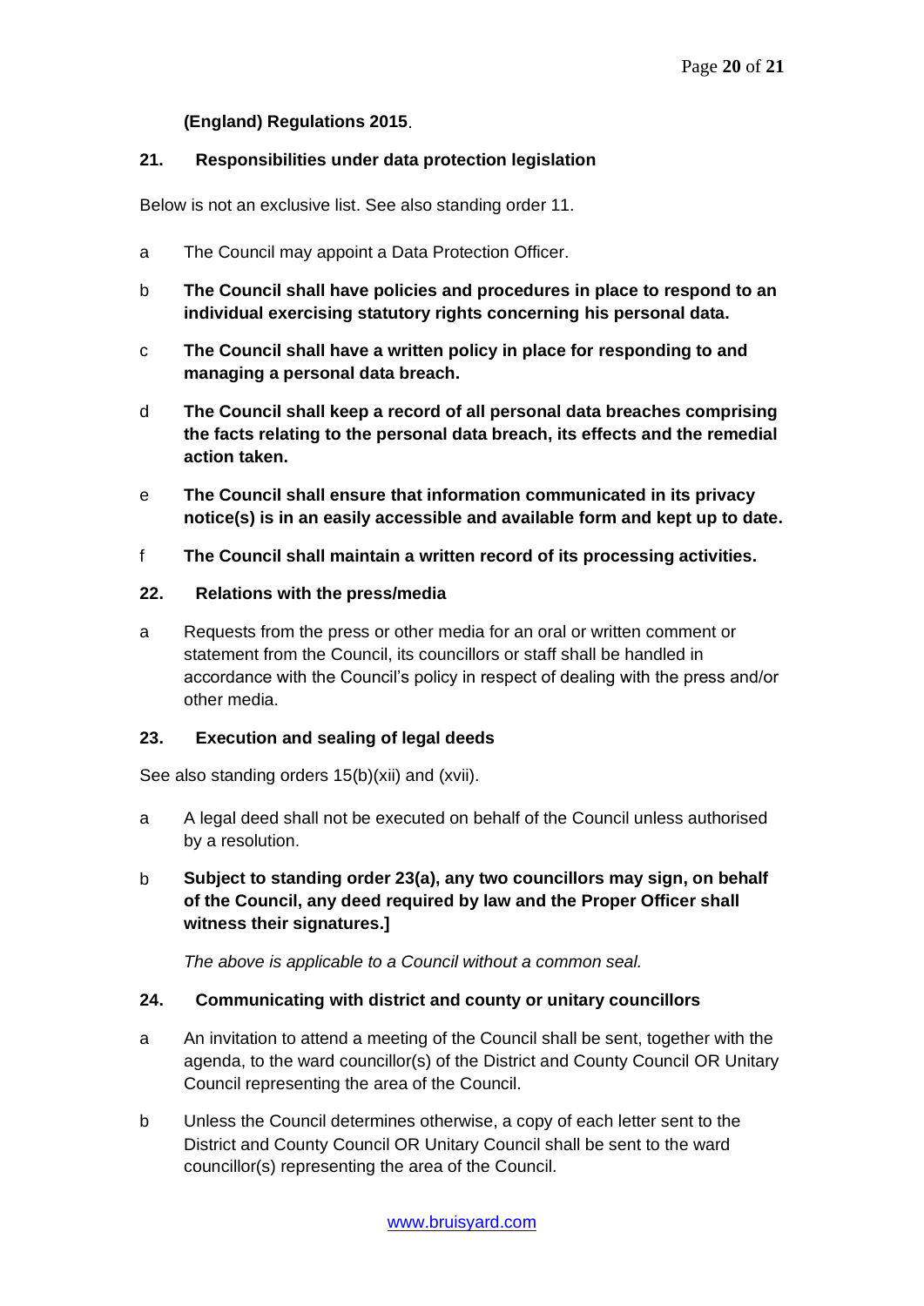**(England) Regulations 2015**.

## 21. Responsibilities under data protection legislation

Below is not an exclusive list. See also standing order 11.

a The Council may appoint a Data Protection Officer.

b **The Council shall have policies and procedures in place to respond to an individual exercising statutory rights concerning his personal data.**

c **The Council shall have a written policy in place for responding to and managing a personal data breach.**

d **The Council shall keep a record of all personal data breaches comprising the facts relating to the personal data breach, its effects and the remedial action taken.**

e **The Council shall ensure that information communicated in its privacy notice(s) is in an easily accessible and available form and kept up to date.**

f **The Council shall maintain a written record of its processing activities.**

## 22. Relations with the press/media

a Requests from the press or other media for an oral or written comment or statement from the Council, its councillors or staff shall be handled in accordance with the Council's policy in respect of dealing with the press and/or other media.

## 23. Execution and sealing of legal deeds

See also standing orders 15(b)(xii) and (xvii).

a A legal deed shall not be executed on behalf of the Council unless authorised by a resolution.

b **Subject to standing order 23(a), any two councillors may sign, on behalf of the Council, any deed required by law and the Proper Officer shall witness their signatures.]**

*The above is applicable to a Council without a common seal.*

## 24. Communicating with district and county or unitary councillors

a An invitation to attend a meeting of the Council shall be sent, together with the agenda, to the ward councillor(s) of the District and County Council OR Unitary Council representing the area of the Council.

b Unless the Council determines otherwise, a copy of each letter sent to the District and County Council OR Unitary Council shall be sent to the ward councillor(s) representing the area of the Council.

www.bruisyard.com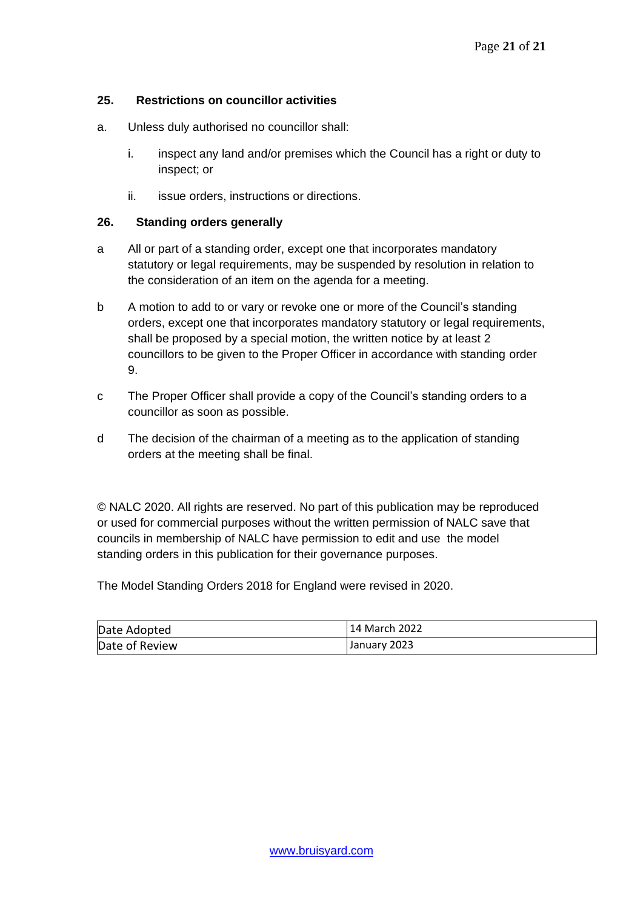## 25. Restrictions on councillor activities

a. Unless duly authorised no councillor shall:

   i. inspect any land and/or premises which the Council has a right or duty to inspect; or

   ii. issue orders, instructions or directions.

## 26. Standing orders generally

a All or part of a standing order, except one that incorporates mandatory statutory or legal requirements, may be suspended by resolution in relation to the consideration of an item on the agenda for a meeting.

b A motion to add to or vary or revoke one or more of the Council's standing orders, except one that incorporates mandatory statutory or legal requirements, shall be proposed by a special motion, the written notice by at least 2 councillors to be given to the Proper Officer in accordance with standing order 9.

c The Proper Officer shall provide a copy of the Council's standing orders to a councillor as soon as possible.

d The decision of the chairman of a meeting as to the application of standing orders at the meeting shall be final.

© NALC 2020. All rights are reserved. No part of this publication may be reproduced or used for commercial purposes without the written permission of NALC save that councils in membership of NALC have permission to edit and use the model standing orders in this publication for their governance purposes.

The Model Standing Orders 2018 for England were revised in 2020.

| | |
|---|---|
| Date Adopted | 14 March 2022 |
| Date of Review | January 2023 |